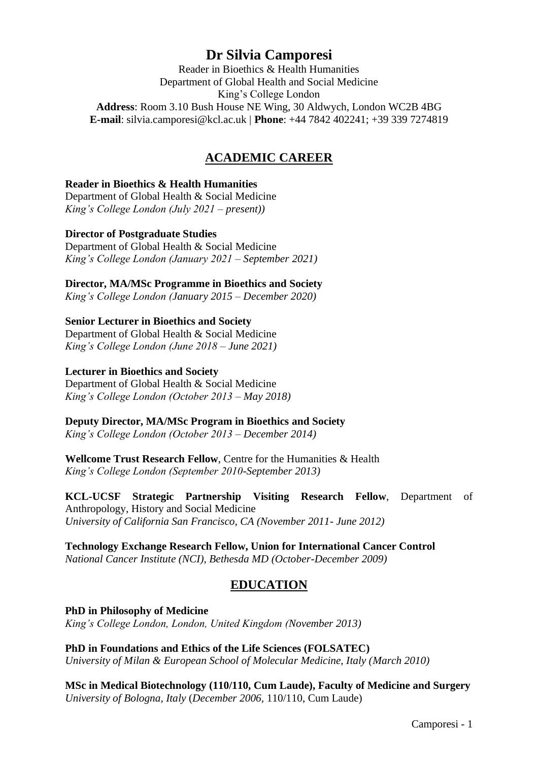# Dr Silvia Camporesi

Reader in Bioethics & Health Humanities
Department of Global Health and Social Medicine
King's College London
**Address**: Room 3.10 Bush House NE Wing, 30 Aldwych, London WC2B 4BG
**E-mail**: silvia.camporesi@kcl.ac.uk | **Phone**: +44 7842 402241; +39 339 7274819

## ACADEMIC CAREER

**Reader in Bioethics & Health Humanities**
Department of Global Health & Social Medicine
*King's College London (July 2021 – present))*

**Director of Postgraduate Studies**
Department of Global Health & Social Medicine
*King's College London (January 2021 – September 2021)*

**Director, MA/MSc Programme in Bioethics and Society**
*King's College London (January 2015 – December 2020)*

**Senior Lecturer in Bioethics and Society**
Department of Global Health & Social Medicine
*King's College London (June 2018 – June 2021)*

**Lecturer in Bioethics and Society**
Department of Global Health & Social Medicine
*King's College London (October 2013 – May 2018)*

**Deputy Director, MA/MSc Program in Bioethics and Society**
*King's College London (October 2013 – December 2014)*

**Wellcome Trust Research Fellow**, Centre for the Humanities & Health
*King's College London (September 2010-September 2013)*

**KCL-UCSF Strategic Partnership Visiting Research Fellow**, Department of Anthropology, History and Social Medicine
*University of California San Francisco, CA (November 2011- June 2012)*

**Technology Exchange Research Fellow, Union for International Cancer Control**
*National Cancer Institute (NCI), Bethesda MD (October-December 2009)*

## EDUCATION

**PhD in Philosophy of Medicine**
*King's College London, London, United Kingdom (November 2013)*

**PhD in Foundations and Ethics of the Life Sciences (FOLSATEC)**
*University of Milan & European School of Molecular Medicine, Italy (March 2010)*

**MSc in Medical Biotechnology (110/110, Cum Laude), Faculty of Medicine and Surgery**
*University of Bologna, Italy* (*December 2006*, 110/110, Cum Laude)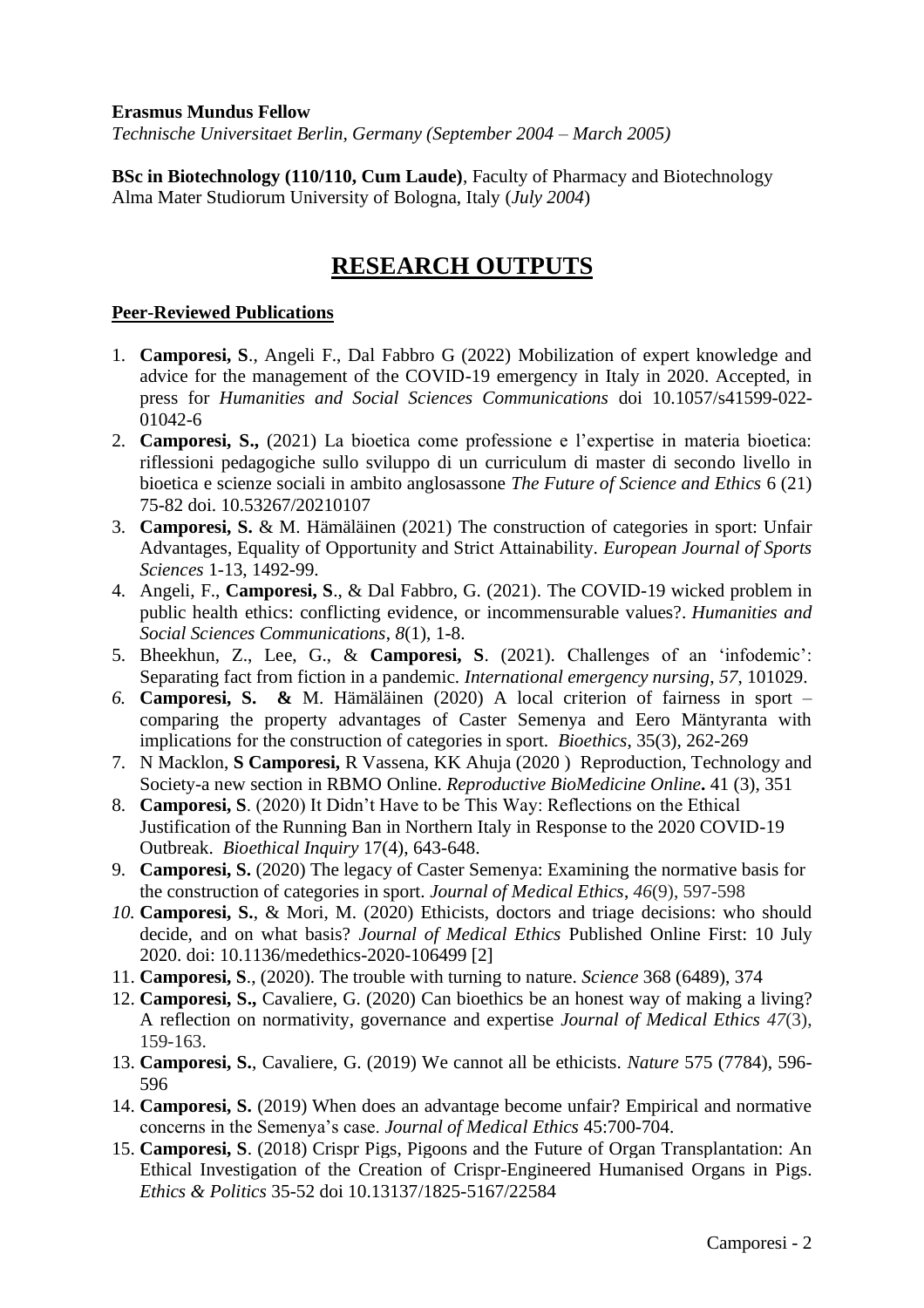**Erasmus Mundus Fellow**
*Technische Universitaet Berlin, Germany (September 2004 – March 2005)*

**BSc in Biotechnology (110/110, Cum Laude)**, Faculty of Pharmacy and Biotechnology
Alma Mater Studiorum University of Bologna, Italy (*July 2004*)

# RESEARCH OUTPUTS

## Peer-Reviewed Publications

1. **Camporesi, S**., Angeli F., Dal Fabbro G (2022) Mobilization of expert knowledge and advice for the management of the COVID-19 emergency in Italy in 2020. Accepted, in press for *Humanities and Social Sciences Communications* doi 10.1057/s41599-022-01042-6
2. **Camporesi, S.,** (2021) La bioetica come professione e l'expertise in materia bioetica: riflessioni pedagogiche sullo sviluppo di un curriculum di master di secondo livello in bioetica e scienze sociali in ambito anglosassone *The Future of Science and Ethics* 6 (21) 75-82 doi. 10.53267/20210107
3. **Camporesi, S.** & M. Hämäläinen (2021) The construction of categories in sport: Unfair Advantages, Equality of Opportunity and Strict Attainability. *European Journal of Sports Sciences* 1-13, 1492-99.
4. Angeli, F., **Camporesi, S**., & Dal Fabbro, G. (2021). The COVID-19 wicked problem in public health ethics: conflicting evidence, or incommensurable values?. *Humanities and Social Sciences Communications*, *8*(1), 1-8.
5. Bheekhun, Z., Lee, G., & **Camporesi, S**. (2021). Challenges of an 'infodemic': Separating fact from fiction in a pandemic. *International emergency nursing*, *57*, 101029.
6. **Camporesi, S. &** M. Hämäläinen (2020) A local criterion of fairness in sport – comparing the property advantages of Caster Semenya and Eero Mäntyranta with implications for the construction of categories in sport. *Bioethics*, 35(3), 262-269
7. N Macklon, **S Camporesi,** R Vassena, KK Ahuja (2020 ) Reproduction, Technology and Society-a new section in RBMO Online. *Reproductive BioMedicine Online***.** 41 (3), 351
8. **Camporesi, S**. (2020) It Didn't Have to be This Way: Reflections on the Ethical Justification of the Running Ban in Northern Italy in Response to the 2020 COVID-19 Outbreak. *Bioethical Inquiry* 17(4), 643-648.
9. **Camporesi, S.** (2020) The legacy of Caster Semenya: Examining the normative basis for the construction of categories in sport. *Journal of Medical Ethics*, *46*(9), 597-598
10. **Camporesi, S.**, & Mori, M. (2020) Ethicists, doctors and triage decisions: who should decide, and on what basis? *Journal of Medical Ethics* Published Online First: 10 July 2020. doi: 10.1136/medethics-2020-106499 [2]
11. **Camporesi, S**., (2020). The trouble with turning to nature. *Science* 368 (6489), 374
12. **Camporesi, S.,** Cavaliere, G. (2020) Can bioethics be an honest way of making a living? A reflection on normativity, governance and expertise *Journal of Medical Ethics 47*(3), 159-163.
13. **Camporesi, S.**, Cavaliere, G. (2019) We cannot all be ethicists. *Nature* 575 (7784), 596-596
14. **Camporesi, S.** (2019) When does an advantage become unfair? Empirical and normative concerns in the Semenya's case. *Journal of Medical Ethics* 45:700-704.
15. **Camporesi, S**. (2018) Crispr Pigs, Pigoons and the Future of Organ Transplantation: An Ethical Investigation of the Creation of Crispr-Engineered Humanised Organs in Pigs. *Ethics & Politics* 35-52 doi 10.13137/1825-5167/22584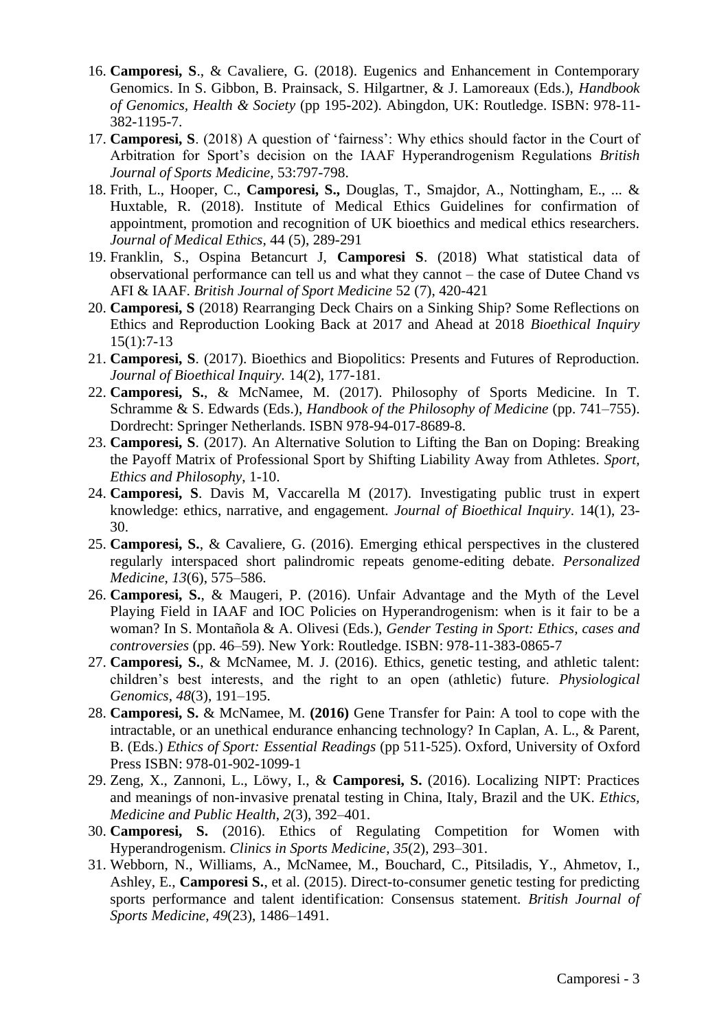16. **Camporesi, S**., & Cavaliere, G. (2018). Eugenics and Enhancement in Contemporary Genomics. In S. Gibbon, B. Prainsack, S. Hilgartner, & J. Lamoreaux (Eds.), *Handbook of Genomics, Health & Society* (pp 195-202). Abingdon, UK: Routledge. ISBN: 978-11-382-1195-7.
17. **Camporesi, S**. (2018) A question of 'fairness': Why ethics should factor in the Court of Arbitration for Sport's decision on the IAAF Hyperandrogenism Regulations *British Journal of Sports Medicine,* 53:797-798.
18. Frith, L., Hooper, C., **Camporesi, S.,** Douglas, T., Smajdor, A., Nottingham, E., ... & Huxtable, R. (2018). Institute of Medical Ethics Guidelines for confirmation of appointment, promotion and recognition of UK bioethics and medical ethics researchers. *Journal of Medical Ethics*, 44 (5), 289-291
19. Franklin, S., Ospina Betancurt J, **Camporesi S**. (2018) What statistical data of observational performance can tell us and what they cannot – the case of Dutee Chand vs AFI & IAAF. *British Journal of Sport Medicine* 52 (7), 420-421
20. **Camporesi, S** (2018) Rearranging Deck Chairs on a Sinking Ship? Some Reflections on Ethics and Reproduction Looking Back at 2017 and Ahead at 2018 *Bioethical Inquiry* 15(1):7-13
21. **Camporesi, S**. (2017). Bioethics and Biopolitics: Presents and Futures of Reproduction. *Journal of Bioethical Inquiry*. 14(2), 177-181.
22. **Camporesi, S.**, & McNamee, M. (2017). Philosophy of Sports Medicine. In T. Schramme & S. Edwards (Eds.), *Handbook of the Philosophy of Medicine* (pp. 741–755). Dordrecht: Springer Netherlands. ISBN 978-94-017-8689-8.
23. **Camporesi, S**. (2017). An Alternative Solution to Lifting the Ban on Doping: Breaking the Payoff Matrix of Professional Sport by Shifting Liability Away from Athletes. *Sport, Ethics and Philosophy*, 1-10.
24. **Camporesi, S**. Davis M, Vaccarella M (2017). Investigating public trust in expert knowledge: ethics, narrative, and engagement. *Journal of Bioethical Inquiry*. 14(1), 23-30.
25. **Camporesi, S.**, & Cavaliere, G. (2016). Emerging ethical perspectives in the clustered regularly interspaced short palindromic repeats genome-editing debate. *Personalized Medicine*, *13*(6), 575–586.
26. **Camporesi, S.**, & Maugeri, P. (2016). Unfair Advantage and the Myth of the Level Playing Field in IAAF and IOC Policies on Hyperandrogenism: when is it fair to be a woman? In S. Montañola & A. Olivesi (Eds.), *Gender Testing in Sport: Ethics, cases and controversies* (pp. 46–59). New York: Routledge. ISBN: 978-11-383-0865-7
27. **Camporesi, S.**, & McNamee, M. J. (2016). Ethics, genetic testing, and athletic talent: children's best interests, and the right to an open (athletic) future. *Physiological Genomics*, *48*(3), 191–195.
28. **Camporesi, S.** & McNamee, M. **(2016)** Gene Transfer for Pain: A tool to cope with the intractable, or an unethical endurance enhancing technology? In Caplan, A. L., & Parent, B. (Eds.) *Ethics of Sport: Essential Readings* (pp 511-525). Oxford, University of Oxford Press ISBN: 978-01-902-1099-1
29. Zeng, X., Zannoni, L., Löwy, I., & **Camporesi, S.** (2016). Localizing NIPT: Practices and meanings of non-invasive prenatal testing in China, Italy, Brazil and the UK. *Ethics, Medicine and Public Health*, *2*(3), 392–401.
30. **Camporesi, S.** (2016). Ethics of Regulating Competition for Women with Hyperandrogenism. *Clinics in Sports Medicine*, *35*(2), 293–301.
31. Webborn, N., Williams, A., McNamee, M., Bouchard, C., Pitsiladis, Y., Ahmetov, I., Ashley, E., **Camporesi S.**, et al. (2015). Direct-to-consumer genetic testing for predicting sports performance and talent identification: Consensus statement. *British Journal of Sports Medicine*, *49*(23), 1486–1491.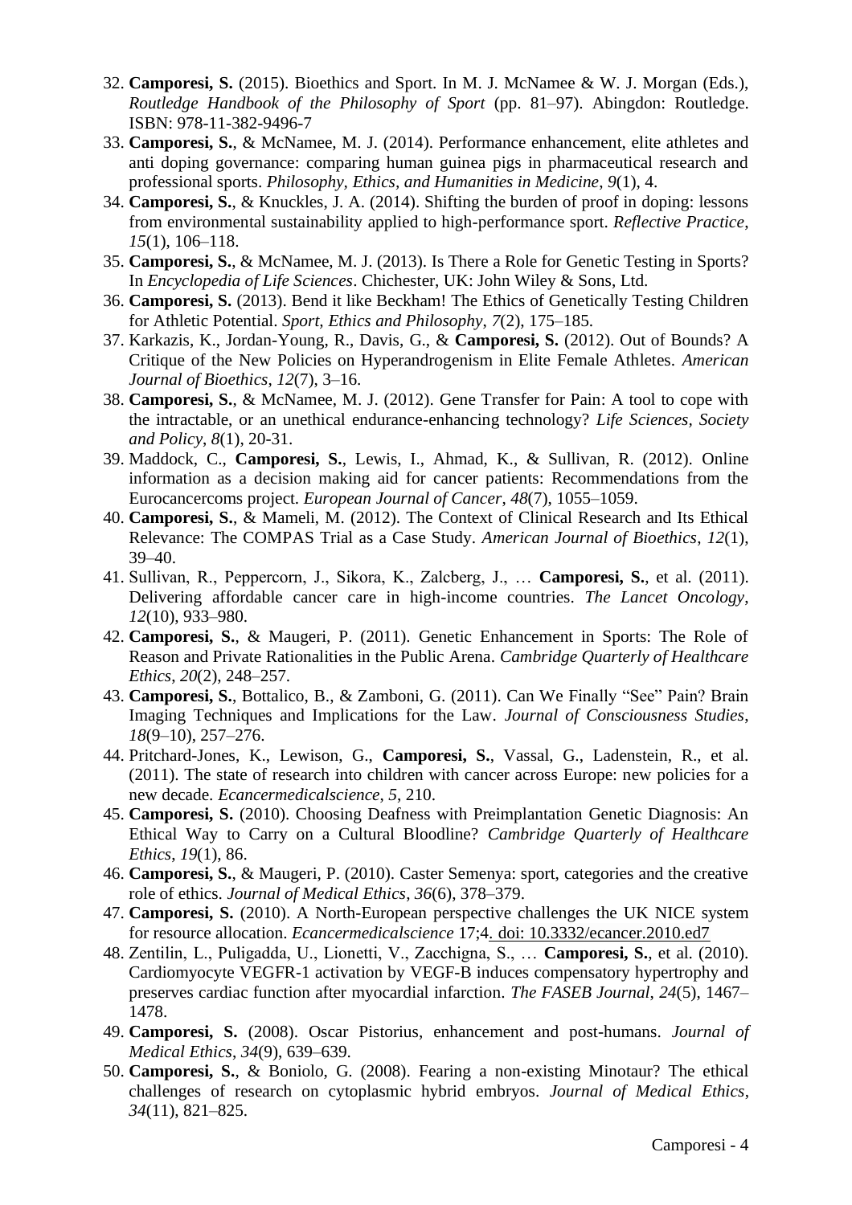32. **Camporesi, S.** (2015). Bioethics and Sport. In M. J. McNamee & W. J. Morgan (Eds.), *Routledge Handbook of the Philosophy of Sport* (pp. 81–97). Abingdon: Routledge. ISBN: 978-11-382-9496-7
33. **Camporesi, S.**, & McNamee, M. J. (2014). Performance enhancement, elite athletes and anti doping governance: comparing human guinea pigs in pharmaceutical research and professional sports. *Philosophy, Ethics, and Humanities in Medicine*, *9*(1), 4.
34. **Camporesi, S.**, & Knuckles, J. A. (2014). Shifting the burden of proof in doping: lessons from environmental sustainability applied to high-performance sport. *Reflective Practice*, *15*(1), 106–118.
35. **Camporesi, S.**, & McNamee, M. J. (2013). Is There a Role for Genetic Testing in Sports? In *Encyclopedia of Life Sciences*. Chichester, UK: John Wiley & Sons, Ltd.
36. **Camporesi, S.** (2013). Bend it like Beckham! The Ethics of Genetically Testing Children for Athletic Potential. *Sport, Ethics and Philosophy*, *7*(2), 175–185.
37. Karkazis, K., Jordan-Young, R., Davis, G., & **Camporesi, S.** (2012). Out of Bounds? A Critique of the New Policies on Hyperandrogenism in Elite Female Athletes. *American Journal of Bioethics*, *12*(7), 3–16.
38. **Camporesi, S.**, & McNamee, M. J. (2012). Gene Transfer for Pain: A tool to cope with the intractable, or an unethical endurance-enhancing technology? *Life Sciences, Society and Policy*, *8*(1), 20-31.
39. Maddock, C., **Camporesi, S.**, Lewis, I., Ahmad, K., & Sullivan, R. (2012). Online information as a decision making aid for cancer patients: Recommendations from the Eurocancercoms project. *European Journal of Cancer*, *48*(7), 1055–1059.
40. **Camporesi, S.**, & Mameli, M. (2012). The Context of Clinical Research and Its Ethical Relevance: The COMPAS Trial as a Case Study. *American Journal of Bioethics*, *12*(1), 39–40.
41. Sullivan, R., Peppercorn, J., Sikora, K., Zalcberg, J., … **Camporesi, S.**, et al. (2011). Delivering affordable cancer care in high-income countries. *The Lancet Oncology*, *12*(10), 933–980.
42. **Camporesi, S.**, & Maugeri, P. (2011). Genetic Enhancement in Sports: The Role of Reason and Private Rationalities in the Public Arena. *Cambridge Quarterly of Healthcare Ethics*, *20*(2), 248–257.
43. **Camporesi, S.**, Bottalico, B., & Zamboni, G. (2011). Can We Finally "See" Pain? Brain Imaging Techniques and Implications for the Law. *Journal of Consciousness Studies*, *18*(9–10), 257–276.
44. Pritchard-Jones, K., Lewison, G., **Camporesi, S.**, Vassal, G., Ladenstein, R., et al. (2011). The state of research into children with cancer across Europe: new policies for a new decade. *Ecancermedicalscience*, *5*, 210.
45. **Camporesi, S.** (2010). Choosing Deafness with Preimplantation Genetic Diagnosis: An Ethical Way to Carry on a Cultural Bloodline? *Cambridge Quarterly of Healthcare Ethics*, *19*(1), 86.
46. **Camporesi, S.**, & Maugeri, P. (2010). Caster Semenya: sport, categories and the creative role of ethics. *Journal of Medical Ethics*, *36*(6), 378–379.
47. **Camporesi, S.** (2010). A North-European perspective challenges the UK NICE system for resource allocation. *Ecancermedicalscience* 17;4. doi: 10.3332/ecancer.2010.ed7
48. Zentilin, L., Puligadda, U., Lionetti, V., Zacchigna, S., … **Camporesi, S.**, et al. (2010). Cardiomyocyte VEGFR-1 activation by VEGF-B induces compensatory hypertrophy and preserves cardiac function after myocardial infarction. *The FASEB Journal*, *24*(5), 1467–1478.
49. **Camporesi, S.** (2008). Oscar Pistorius, enhancement and post-humans. *Journal of Medical Ethics*, *34*(9), 639–639.
50. **Camporesi, S.**, & Boniolo, G. (2008). Fearing a non-existing Minotaur? The ethical challenges of research on cytoplasmic hybrid embryos. *Journal of Medical Ethics*, *34*(11), 821–825.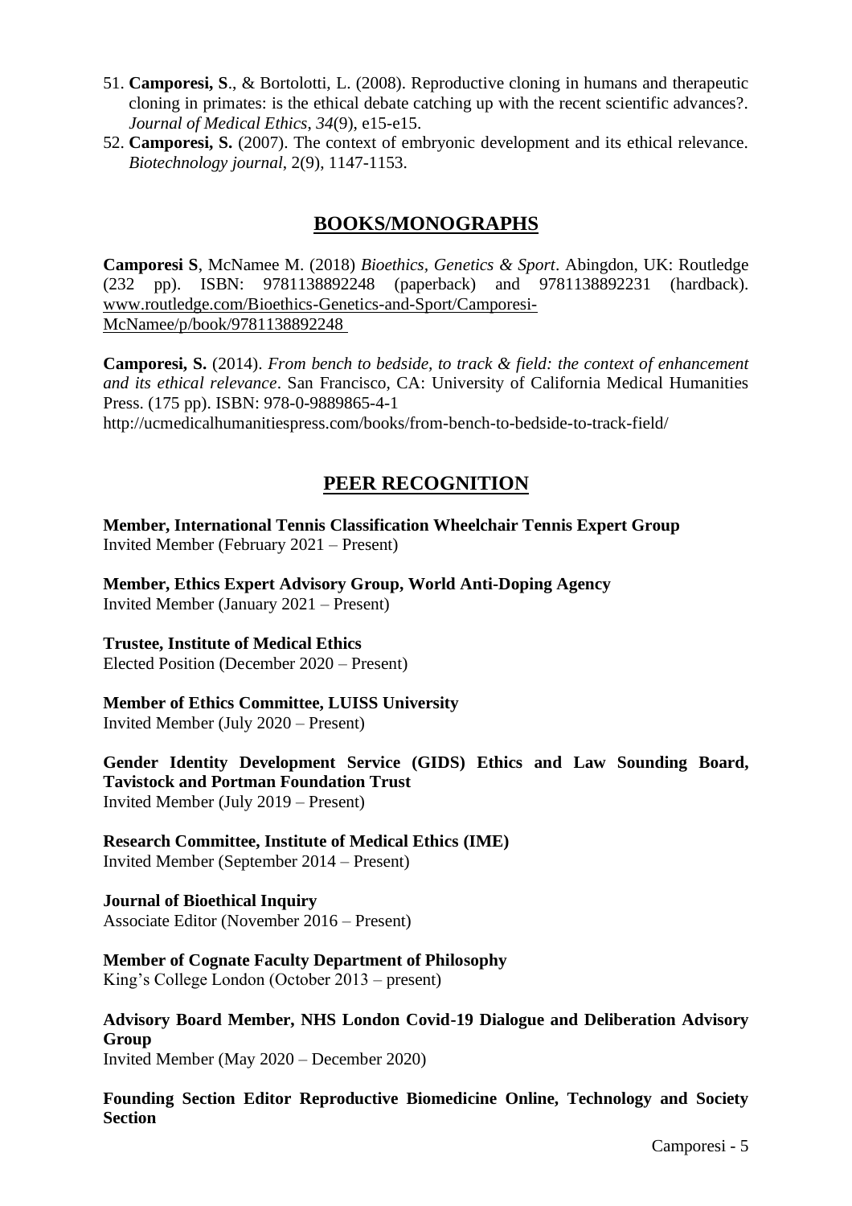51. **Camporesi, S**., & Bortolotti, L. (2008). Reproductive cloning in humans and therapeutic cloning in primates: is the ethical debate catching up with the recent scientific advances?. *Journal of Medical Ethics*, *34*(9), e15-e15.
52. **Camporesi, S.** (2007). The context of embryonic development and its ethical relevance. *Biotechnology journal*, 2(9), 1147-1153.

## BOOKS/MONOGRAPHS

**Camporesi S**, McNamee M. (2018) *Bioethics, Genetics & Sport*. Abingdon, UK: Routledge (232 pp). ISBN: 9781138892248 (paperback) and 9781138892231 (hardback). www.routledge.com/Bioethics-Genetics-and-Sport/Camporesi-McNamee/p/book/9781138892248

**Camporesi, S.** (2014). *From bench to bedside, to track & field: the context of enhancement and its ethical relevance*. San Francisco, CA: University of California Medical Humanities Press. (175 pp). ISBN: 978-0-9889865-4-1
http://ucmedicalhumanitiespress.com/books/from-bench-to-bedside-to-track-field/

## PEER RECOGNITION

**Member, International Tennis Classification Wheelchair Tennis Expert Group**
Invited Member (February 2021 – Present)

**Member, Ethics Expert Advisory Group, World Anti-Doping Agency**
Invited Member (January 2021 – Present)

**Trustee, Institute of Medical Ethics**
Elected Position (December 2020 – Present)

**Member of Ethics Committee, LUISS University**
Invited Member (July 2020 – Present)

**Gender Identity Development Service (GIDS) Ethics and Law Sounding Board, Tavistock and Portman Foundation Trust**
Invited Member (July 2019 – Present)

**Research Committee, Institute of Medical Ethics (IME)**
Invited Member (September 2014 – Present)

**Journal of Bioethical Inquiry**
Associate Editor (November 2016 – Present)

**Member of Cognate Faculty Department of Philosophy**
King's College London (October 2013 – present)

**Advisory Board Member, NHS London Covid-19 Dialogue and Deliberation Advisory Group**
Invited Member (May 2020 – December 2020)

**Founding Section Editor Reproductive Biomedicine Online, Technology and Society Section**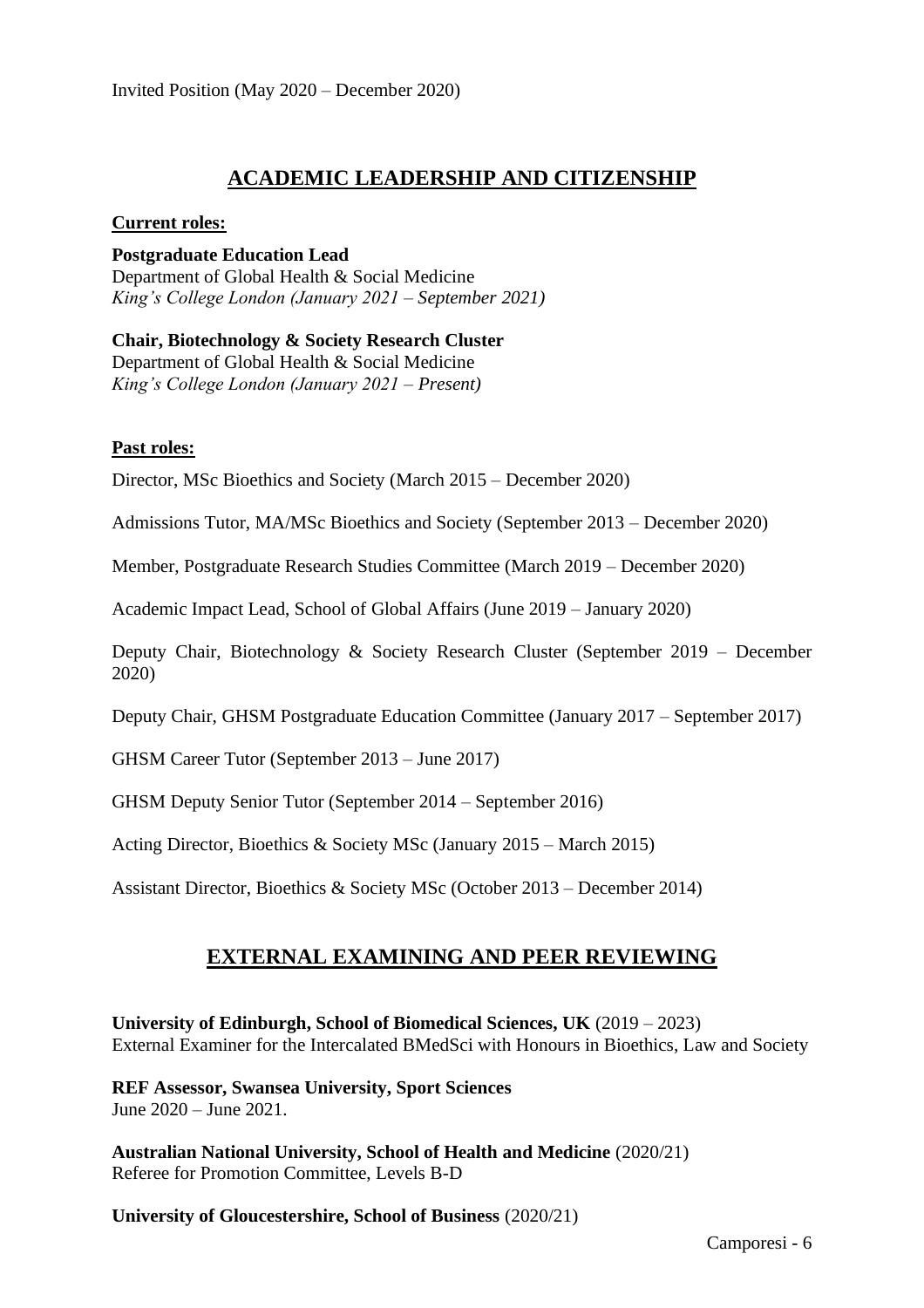Invited Position (May 2020 – December 2020)

## ACADEMIC LEADERSHIP AND CITIZENSHIP

**Current roles:**

**Postgraduate Education Lead**
Department of Global Health & Social Medicine
*King's College London (January 2021 – September 2021)*

**Chair, Biotechnology & Society Research Cluster**
Department of Global Health & Social Medicine
*King's College London (January 2021 – Present)*

**Past roles:**

Director, MSc Bioethics and Society (March 2015 – December 2020)

Admissions Tutor, MA/MSc Bioethics and Society (September 2013 – December 2020)

Member, Postgraduate Research Studies Committee (March 2019 – December 2020)

Academic Impact Lead, School of Global Affairs (June 2019 – January 2020)

Deputy Chair, Biotechnology & Society Research Cluster (September 2019 – December 2020)

Deputy Chair, GHSM Postgraduate Education Committee (January 2017 – September 2017)

GHSM Career Tutor (September 2013 – June 2017)

GHSM Deputy Senior Tutor (September 2014 – September 2016)

Acting Director, Bioethics & Society MSc (January 2015 – March 2015)

Assistant Director, Bioethics & Society MSc (October 2013 – December 2014)

## EXTERNAL EXAMINING AND PEER REVIEWING

**University of Edinburgh, School of Biomedical Sciences, UK** (2019 – 2023)
External Examiner for the Intercalated BMedSci with Honours in Bioethics, Law and Society

**REF Assessor, Swansea University, Sport Sciences**
June 2020 – June 2021.

**Australian National University, School of Health and Medicine** (2020/21)
Referee for Promotion Committee, Levels B-D

**University of Gloucestershire, School of Business** (2020/21)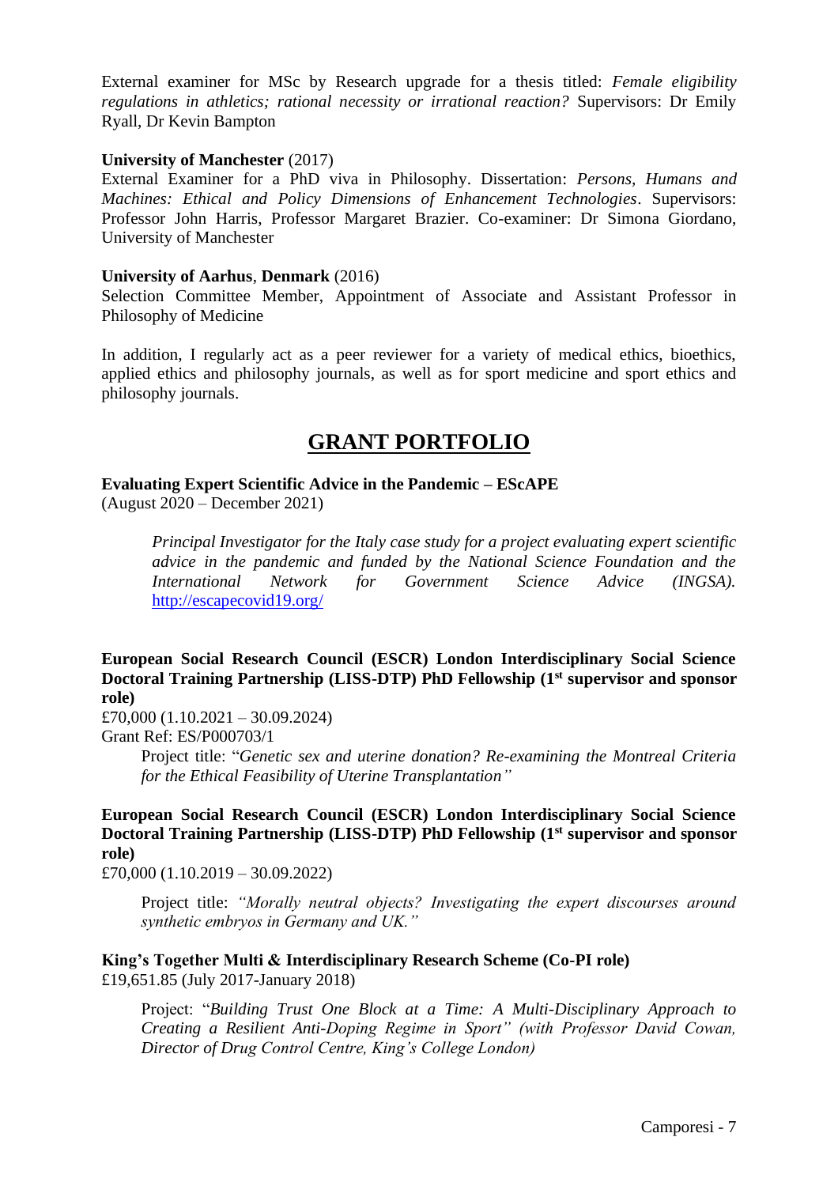External examiner for MSc by Research upgrade for a thesis titled: *Female eligibility regulations in athletics; rational necessity or irrational reaction?* Supervisors: Dr Emily Ryall, Dr Kevin Bampton

**University of Manchester** (2017)
External Examiner for a PhD viva in Philosophy. Dissertation: *Persons, Humans and Machines: Ethical and Policy Dimensions of Enhancement Technologies*. Supervisors: Professor John Harris, Professor Margaret Brazier. Co-examiner: Dr Simona Giordano, University of Manchester

**University of Aarhus**, **Denmark** (2016)
Selection Committee Member, Appointment of Associate and Assistant Professor in Philosophy of Medicine

In addition, I regularly act as a peer reviewer for a variety of medical ethics, bioethics, applied ethics and philosophy journals, as well as for sport medicine and sport ethics and philosophy journals.

# GRANT PORTFOLIO

**Evaluating Expert Scientific Advice in the Pandemic – EScAPE**
(August 2020 – December 2021)

> *Principal Investigator for the Italy case study for a project evaluating expert scientific advice in the pandemic and funded by the National Science Foundation and the International Network for Government Science Advice (INGSA).* http://escapecovid19.org/

**European Social Research Council (ESCR) London Interdisciplinary Social Science Doctoral Training Partnership (LISS-DTP) PhD Fellowship (1st supervisor and sponsor role)**
£70,000 (1.10.2021 – 30.09.2024)
Grant Ref: ES/P000703/1

> Project title: "*Genetic sex and uterine donation? Re-examining the Montreal Criteria for the Ethical Feasibility of Uterine Transplantation"*

**European Social Research Council (ESCR) London Interdisciplinary Social Science Doctoral Training Partnership (LISS-DTP) PhD Fellowship (1st supervisor and sponsor role)**
£70,000 (1.10.2019 – 30.09.2022)

> Project title: *"Morally neutral objects? Investigating the expert discourses around synthetic embryos in Germany and UK."*

**King's Together Multi & Interdisciplinary Research Scheme (Co-PI role)**
£19,651.85 (July 2017-January 2018)

> Project: "*Building Trust One Block at a Time: A Multi-Disciplinary Approach to Creating a Resilient Anti-Doping Regime in Sport" (with Professor David Cowan, Director of Drug Control Centre, King's College London)*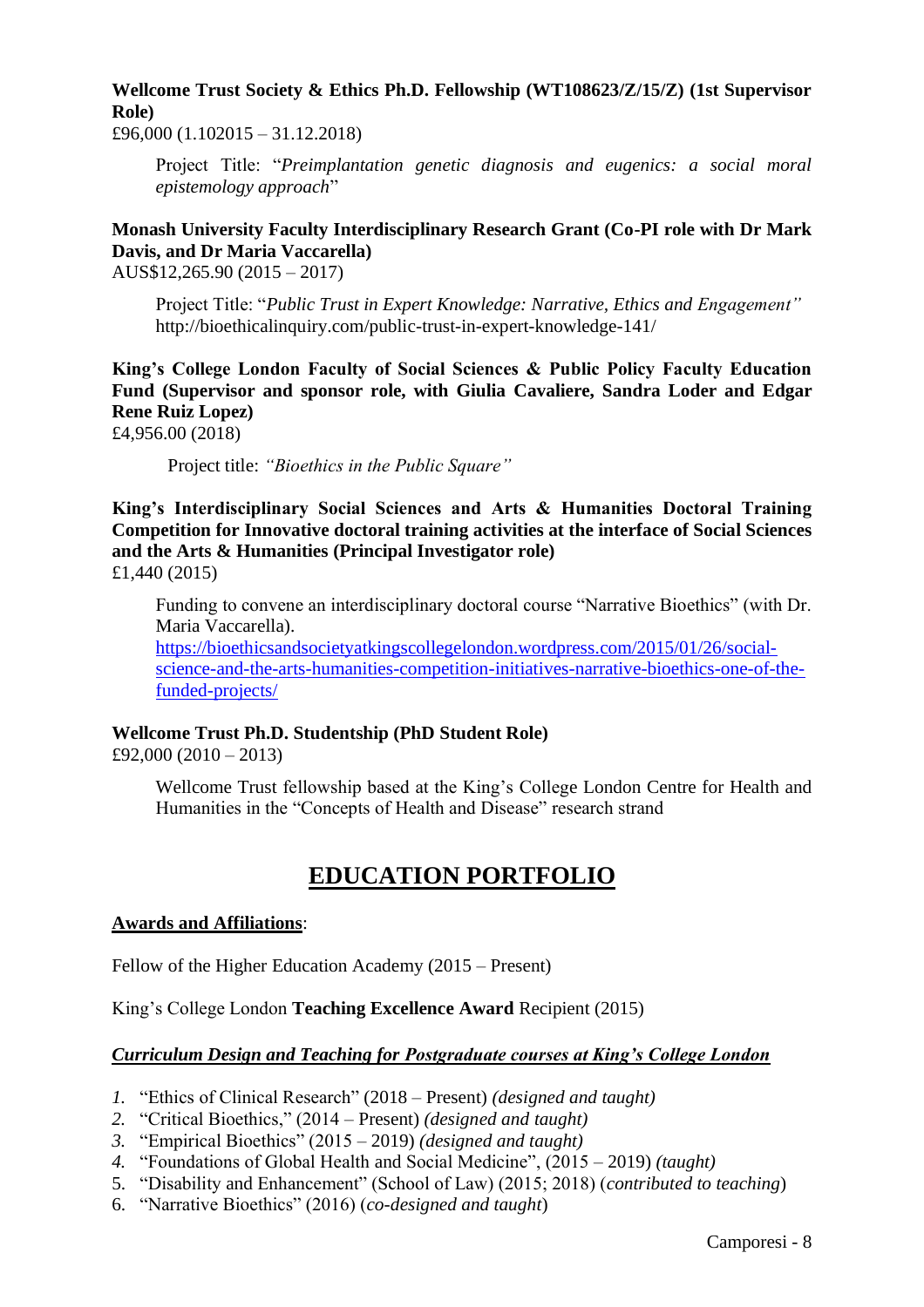**Wellcome Trust Society & Ethics Ph.D. Fellowship (WT108623/Z/15/Z) (1st Supervisor Role)**
£96,000 (1.102015 – 31.12.2018)

> Project Title: "*Preimplantation genetic diagnosis and eugenics: a social moral epistemology approach*"

**Monash University Faculty Interdisciplinary Research Grant (Co-PI role with Dr Mark Davis, and Dr Maria Vaccarella)**
AUS$12,265.90 (2015 – 2017)

> Project Title: "*Public Trust in Expert Knowledge: Narrative, Ethics and Engagement"*
> http://bioethicalinquiry.com/public-trust-in-expert-knowledge-141/

**King's College London Faculty of Social Sciences & Public Policy Faculty Education Fund (Supervisor and sponsor role, with Giulia Cavaliere, Sandra Loder and Edgar Rene Ruiz Lopez)**
£4,956.00 (2018)

> Project title: *"Bioethics in the Public Square"*

**King's Interdisciplinary Social Sciences and Arts & Humanities Doctoral Training Competition for Innovative doctoral training activities at the interface of Social Sciences and the Arts & Humanities (Principal Investigator role)**
£1,440 (2015)

> Funding to convene an interdisciplinary doctoral course "Narrative Bioethics" (with Dr. Maria Vaccarella).
> https://bioethicsandsocietyatkingscollegelondon.wordpress.com/2015/01/26/social-science-and-the-arts-humanities-competition-initiatives-narrative-bioethics-one-of-the-funded-projects/

**Wellcome Trust Ph.D. Studentship (PhD Student Role)**
£92,000 (2010 – 2013)

> Wellcome Trust fellowship based at the King's College London Centre for Health and Humanities in the "Concepts of Health and Disease" research strand

# EDUCATION PORTFOLIO

**Awards and Affiliations**:

Fellow of the Higher Education Academy (2015 – Present)

King's College London **Teaching Excellence Award** Recipient (2015)

***Curriculum Design and Teaching for Postgraduate courses at King's College London***

1. "Ethics of Clinical Research" (2018 – Present) *(designed and taught)*
2. "Critical Bioethics," (2014 – Present) *(designed and taught)*
3. "Empirical Bioethics" (2015 – 2019) *(designed and taught)*
4. "Foundations of Global Health and Social Medicine", (2015 – 2019) *(taught)*
5. "Disability and Enhancement" (School of Law) (2015; 2018) (*contributed to teaching*)
6. "Narrative Bioethics" (2016) (*co-designed and taught*)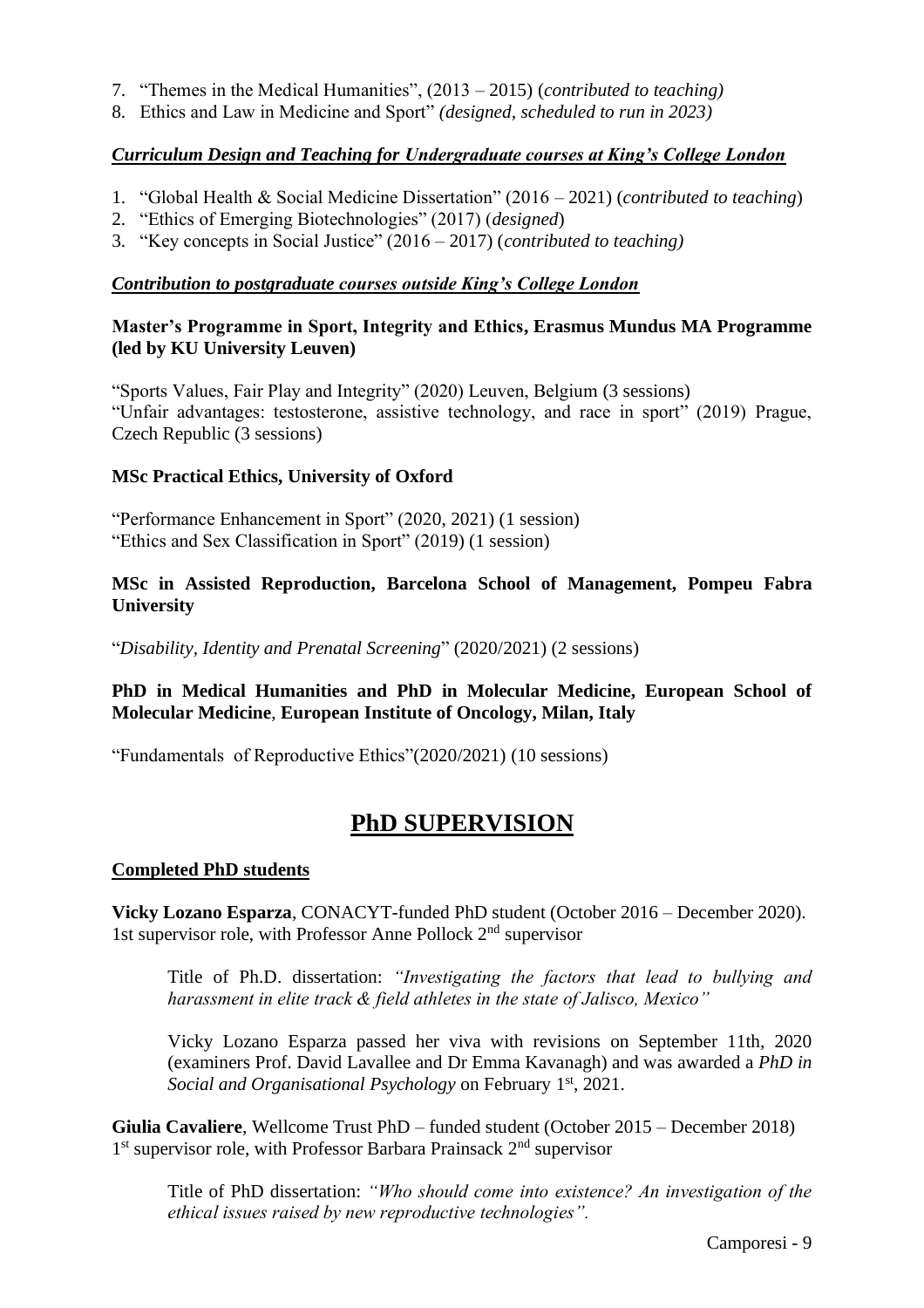7. "Themes in the Medical Humanities", (2013 – 2015) (*contributed to teaching)*
8. Ethics and Law in Medicine and Sport" *(designed, scheduled to run in 2023)*

***Curriculum Design and Teaching for Undergraduate courses at King's College London***

1. "Global Health & Social Medicine Dissertation" (2016 – 2021) (*contributed to teaching*)
2. "Ethics of Emerging Biotechnologies" (2017) (*designed*)
3. "Key concepts in Social Justice" (2016 – 2017) (*contributed to teaching)*

***Contribution to postgraduate courses outside King's College London***

**Master's Programme in Sport, Integrity and Ethics, Erasmus Mundus MA Programme (led by KU University Leuven)**

"Sports Values, Fair Play and Integrity" (2020) Leuven, Belgium (3 sessions)
"Unfair advantages: testosterone, assistive technology, and race in sport" (2019) Prague, Czech Republic (3 sessions)

**MSc Practical Ethics, University of Oxford**

"Performance Enhancement in Sport" (2020, 2021) (1 session)
"Ethics and Sex Classification in Sport" (2019) (1 session)

**MSc in Assisted Reproduction, Barcelona School of Management, Pompeu Fabra University**

"*Disability, Identity and Prenatal Screening*" (2020/2021) (2 sessions)

**PhD in Medical Humanities and PhD in Molecular Medicine, European School of Molecular Medicine**, **European Institute of Oncology, Milan, Italy**

"Fundamentals of Reproductive Ethics"(2020/2021) (10 sessions)

# PhD SUPERVISION

**Completed PhD students**

**Vicky Lozano Esparza**, CONACYT-funded PhD student (October 2016 – December 2020). 1st supervisor role, with Professor Anne Pollock 2nd supervisor

Title of Ph.D. dissertation: *"Investigating the factors that lead to bullying and harassment in elite track & field athletes in the state of Jalisco, Mexico"*

Vicky Lozano Esparza passed her viva with revisions on September 11th, 2020 (examiners Prof. David Lavallee and Dr Emma Kavanagh) and was awarded a *PhD in Social and Organisational Psychology* on February 1st, 2021.

**Giulia Cavaliere**, Wellcome Trust PhD – funded student (October 2015 – December 2018) 1st supervisor role, with Professor Barbara Prainsack 2nd supervisor

Title of PhD dissertation: *"Who should come into existence? An investigation of the ethical issues raised by new reproductive technologies".*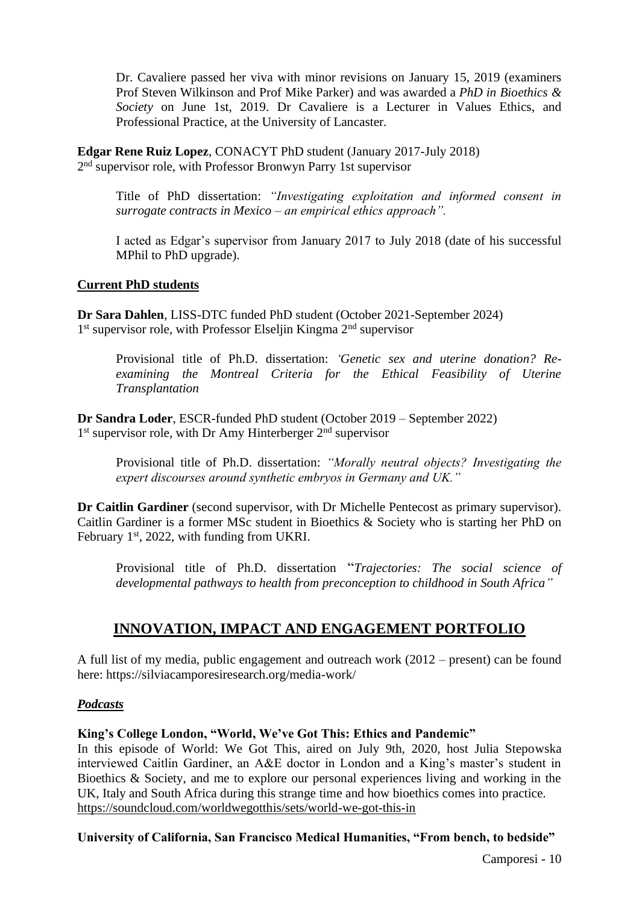Dr. Cavaliere passed her viva with minor revisions on January 15, 2019 (examiners Prof Steven Wilkinson and Prof Mike Parker) and was awarded a *PhD in Bioethics & Society* on June 1st, 2019. Dr Cavaliere is a Lecturer in Values Ethics, and Professional Practice, at the University of Lancaster.

**Edgar Rene Ruiz Lopez**, CONACYT PhD student (January 2017-July 2018)
2nd supervisor role, with Professor Bronwyn Parry 1st supervisor

> Title of PhD dissertation: *"Investigating exploitation and informed consent in surrogate contracts in Mexico – an empirical ethics approach".*
>
> I acted as Edgar's supervisor from January 2017 to July 2018 (date of his successful MPhil to PhD upgrade).

**Current PhD students**

**Dr Sara Dahlen**, LISS-DTC funded PhD student (October 2021-September 2024)
1st supervisor role, with Professor Elseljin Kingma 2nd supervisor

> Provisional title of Ph.D. dissertation: *'Genetic sex and uterine donation? Re-examining the Montreal Criteria for the Ethical Feasibility of Uterine Transplantation*

**Dr Sandra Loder**, ESCR-funded PhD student (October 2019 – September 2022)
1st supervisor role, with Dr Amy Hinterberger 2nd supervisor

> Provisional title of Ph.D. dissertation: *"Morally neutral objects? Investigating the expert discourses around synthetic embryos in Germany and UK."*

**Dr Caitlin Gardiner** (second supervisor, with Dr Michelle Pentecost as primary supervisor). Caitlin Gardiner is a former MSc student in Bioethics & Society who is starting her PhD on February 1st, 2022, with funding from UKRI.

> Provisional title of Ph.D. dissertation "*Trajectories: The social science of developmental pathways to health from preconception to childhood in South Africa"*

## INNOVATION, IMPACT AND ENGAGEMENT PORTFOLIO

A full list of my media, public engagement and outreach work (2012 – present) can be found here: https://silviacamporesiresearch.org/media-work/

***Podcasts***

**King's College London, "World, We've Got This: Ethics and Pandemic"**
In this episode of World: We Got This, aired on July 9th, 2020, host Julia Stepowska interviewed Caitlin Gardiner, an A&E doctor in London and a King's master's student in Bioethics & Society, and me to explore our personal experiences living and working in the UK, Italy and South Africa during this strange time and how bioethics comes into practice.
https://soundcloud.com/worldwegotthis/sets/world-we-got-this-in

**University of California, San Francisco Medical Humanities, "From bench, to bedside"**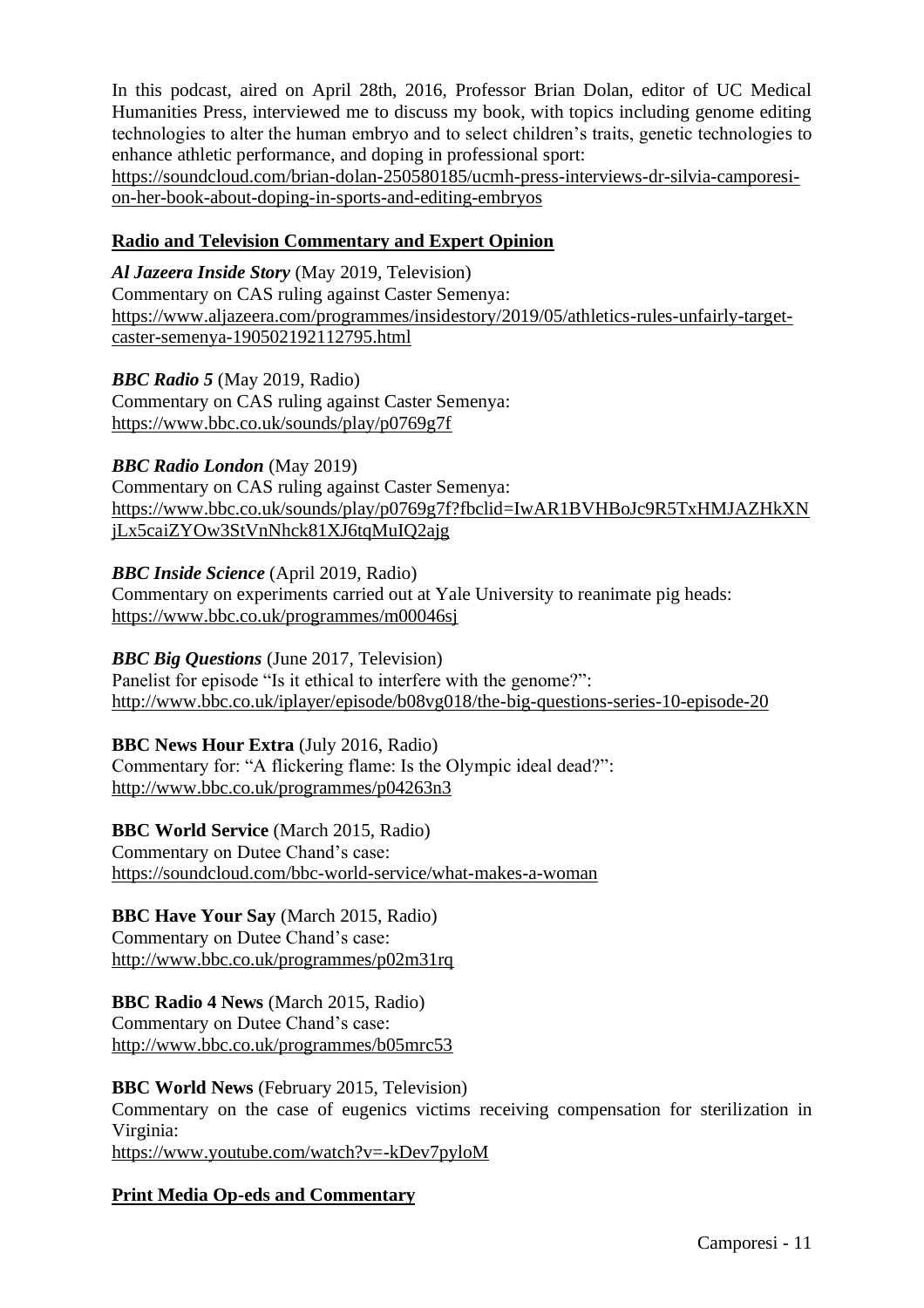In this podcast, aired on April 28th, 2016, Professor Brian Dolan, editor of UC Medical Humanities Press, interviewed me to discuss my book, with topics including genome editing technologies to alter the human embryo and to select children's traits, genetic technologies to enhance athletic performance, and doping in professional sport: https://soundcloud.com/brian-dolan-250580185/ucmh-press-interviews-dr-silvia-camporesi-on-her-book-about-doping-in-sports-and-editing-embryos

## Radio and Television Commentary and Expert Opinion

***Al Jazeera Inside Story*** (May 2019, Television)
Commentary on CAS ruling against Caster Semenya:
https://www.aljazeera.com/programmes/insidestory/2019/05/athletics-rules-unfairly-target-caster-semenya-190502192112795.html

***BBC Radio 5*** (May 2019, Radio)
Commentary on CAS ruling against Caster Semenya:
https://www.bbc.co.uk/sounds/play/p0769g7f

***BBC Radio London*** (May 2019)
Commentary on CAS ruling against Caster Semenya:
https://www.bbc.co.uk/sounds/play/p0769g7f?fbclid=IwAR1BVHBoJc9R5TxHMJAZHkXNjLx5caiZYOw3StVnNhck81XJ6tqMuIQ2ajg

***BBC Inside Science*** (April 2019, Radio)
Commentary on experiments carried out at Yale University to reanimate pig heads:
https://www.bbc.co.uk/programmes/m00046sj

***BBC Big Questions*** (June 2017, Television)
Panelist for episode "Is it ethical to interfere with the genome?":
http://www.bbc.co.uk/iplayer/episode/b08vg018/the-big-questions-series-10-episode-20

**BBC News Hour Extra** (July 2016, Radio)
Commentary for: "A flickering flame: Is the Olympic ideal dead?":
http://www.bbc.co.uk/programmes/p04263n3

**BBC World Service** (March 2015, Radio)
Commentary on Dutee Chand's case:
https://soundcloud.com/bbc-world-service/what-makes-a-woman

**BBC Have Your Say** (March 2015, Radio)
Commentary on Dutee Chand's case:
http://www.bbc.co.uk/programmes/p02m31rq

**BBC Radio 4 News** (March 2015, Radio)
Commentary on Dutee Chand's case:
http://www.bbc.co.uk/programmes/b05mrc53

**BBC World News** (February 2015, Television)
Commentary on the case of eugenics victims receiving compensation for sterilization in Virginia:
https://www.youtube.com/watch?v=-kDev7pyloM

## Print Media Op-eds and Commentary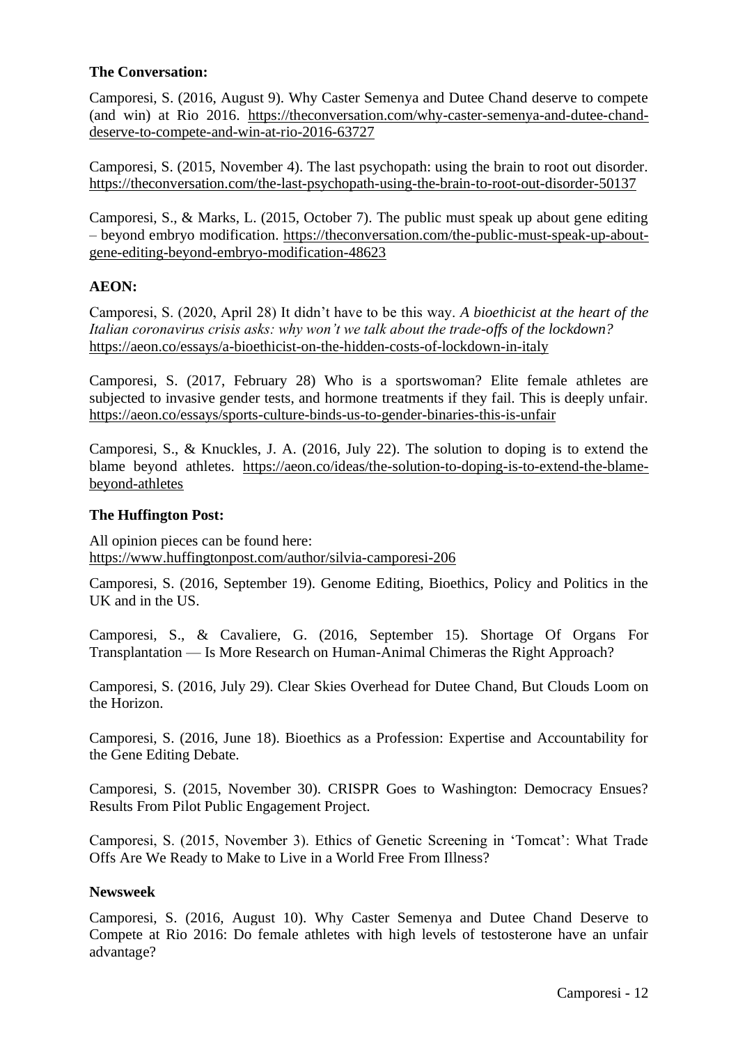**The Conversation:**

Camporesi, S. (2016, August 9). Why Caster Semenya and Dutee Chand deserve to compete (and win) at Rio 2016. https://theconversation.com/why-caster-semenya-and-dutee-chand-deserve-to-compete-and-win-at-rio-2016-63727

Camporesi, S. (2015, November 4). The last psychopath: using the brain to root out disorder. https://theconversation.com/the-last-psychopath-using-the-brain-to-root-out-disorder-50137

Camporesi, S., & Marks, L. (2015, October 7). The public must speak up about gene editing – beyond embryo modification. https://theconversation.com/the-public-must-speak-up-about-gene-editing-beyond-embryo-modification-48623

**AEON:**

Camporesi, S. (2020, April 28) It didn't have to be this way. *A bioethicist at the heart of the Italian coronavirus crisis asks: why won't we talk about the trade-offs of the lockdown?* https://aeon.co/essays/a-bioethicist-on-the-hidden-costs-of-lockdown-in-italy

Camporesi, S. (2017, February 28) Who is a sportswoman? Elite female athletes are subjected to invasive gender tests, and hormone treatments if they fail. This is deeply unfair. https://aeon.co/essays/sports-culture-binds-us-to-gender-binaries-this-is-unfair

Camporesi, S., & Knuckles, J. A. (2016, July 22). The solution to doping is to extend the blame beyond athletes. https://aeon.co/ideas/the-solution-to-doping-is-to-extend-the-blame-beyond-athletes

**The Huffington Post:**

All opinion pieces can be found here:
https://www.huffingtonpost.com/author/silvia-camporesi-206

Camporesi, S. (2016, September 19). Genome Editing, Bioethics, Policy and Politics in the UK and in the US.

Camporesi, S., & Cavaliere, G. (2016, September 15). Shortage Of Organs For Transplantation — Is More Research on Human-Animal Chimeras the Right Approach?

Camporesi, S. (2016, July 29). Clear Skies Overhead for Dutee Chand, But Clouds Loom on the Horizon.

Camporesi, S. (2016, June 18). Bioethics as a Profession: Expertise and Accountability for the Gene Editing Debate.

Camporesi, S. (2015, November 30). CRISPR Goes to Washington: Democracy Ensues? Results From Pilot Public Engagement Project.

Camporesi, S. (2015, November 3). Ethics of Genetic Screening in 'Tomcat': What Trade Offs Are We Ready to Make to Live in a World Free From Illness?

**Newsweek**

Camporesi, S. (2016, August 10). Why Caster Semenya and Dutee Chand Deserve to Compete at Rio 2016: Do female athletes with high levels of testosterone have an unfair advantage?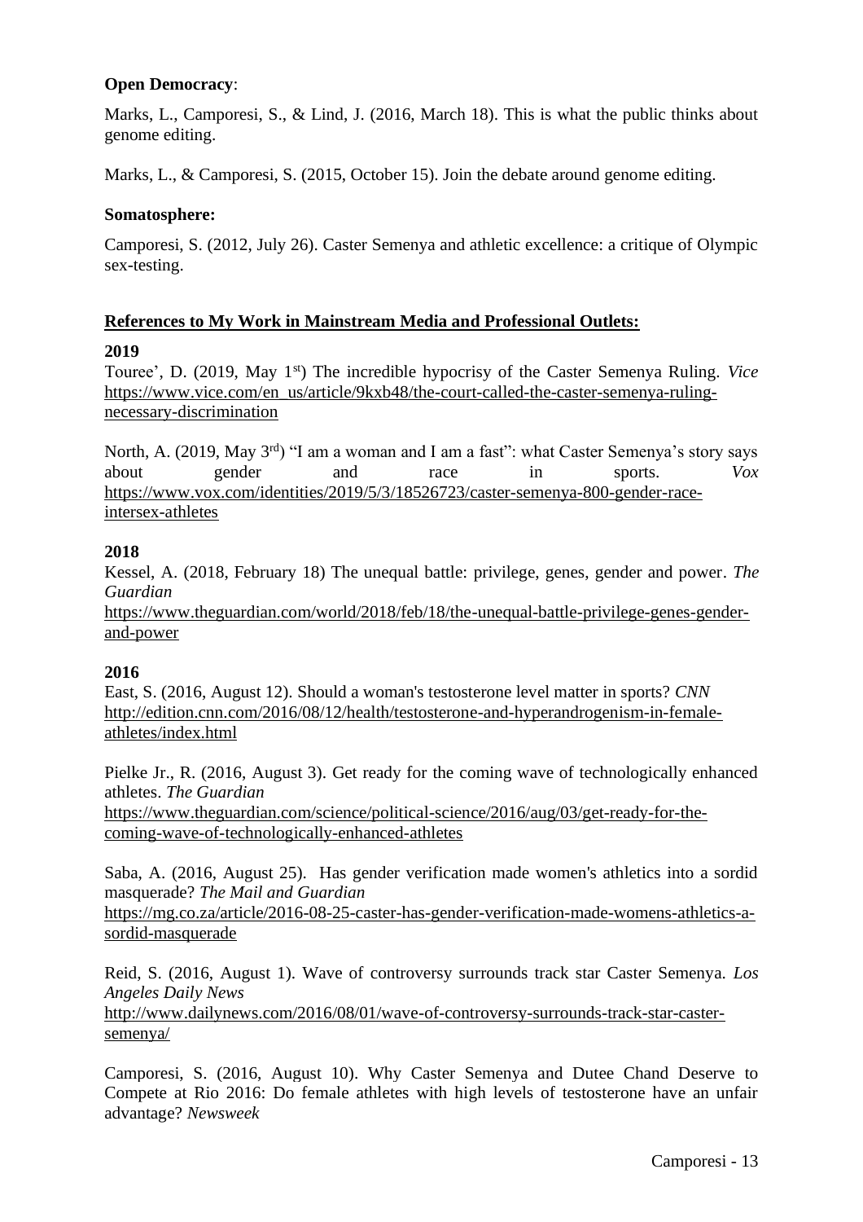**Open Democracy**:

Marks, L., Camporesi, S., & Lind, J. (2016, March 18). This is what the public thinks about genome editing.

Marks, L., & Camporesi, S. (2015, October 15). Join the debate around genome editing.

**Somatosphere:**

Camporesi, S. (2012, July 26). Caster Semenya and athletic excellence: a critique of Olympic sex-testing.

## References to My Work in Mainstream Media and Professional Outlets:

**2019**

Touree', D. (2019, May 1st) The incredible hypocrisy of the Caster Semenya Ruling. *Vice* https://www.vice.com/en_us/article/9kxb48/the-court-called-the-caster-semenya-ruling-necessary-discrimination

North, A. (2019, May 3rd) "I am a woman and I am a fast": what Caster Semenya's story says about gender and race in sports. *Vox* https://www.vox.com/identities/2019/5/3/18526723/caster-semenya-800-gender-race-intersex-athletes

**2018**

Kessel, A. (2018, February 18) The unequal battle: privilege, genes, gender and power. *The Guardian* https://www.theguardian.com/world/2018/feb/18/the-unequal-battle-privilege-genes-gender-and-power

**2016**

East, S. (2016, August 12). Should a woman's testosterone level matter in sports? *CNN* http://edition.cnn.com/2016/08/12/health/testosterone-and-hyperandrogenism-in-female-athletes/index.html

Pielke Jr., R. (2016, August 3). Get ready for the coming wave of technologically enhanced athletes. *The Guardian* https://www.theguardian.com/science/political-science/2016/aug/03/get-ready-for-the-coming-wave-of-technologically-enhanced-athletes

Saba, A. (2016, August 25). Has gender verification made women's athletics into a sordid masquerade? *The Mail and Guardian* https://mg.co.za/article/2016-08-25-caster-has-gender-verification-made-womens-athletics-a-sordid-masquerade

Reid, S. (2016, August 1). Wave of controversy surrounds track star Caster Semenya. *Los Angeles Daily News* http://www.dailynews.com/2016/08/01/wave-of-controversy-surrounds-track-star-caster-semenya/

Camporesi, S. (2016, August 10). Why Caster Semenya and Dutee Chand Deserve to Compete at Rio 2016: Do female athletes with high levels of testosterone have an unfair advantage? *Newsweek*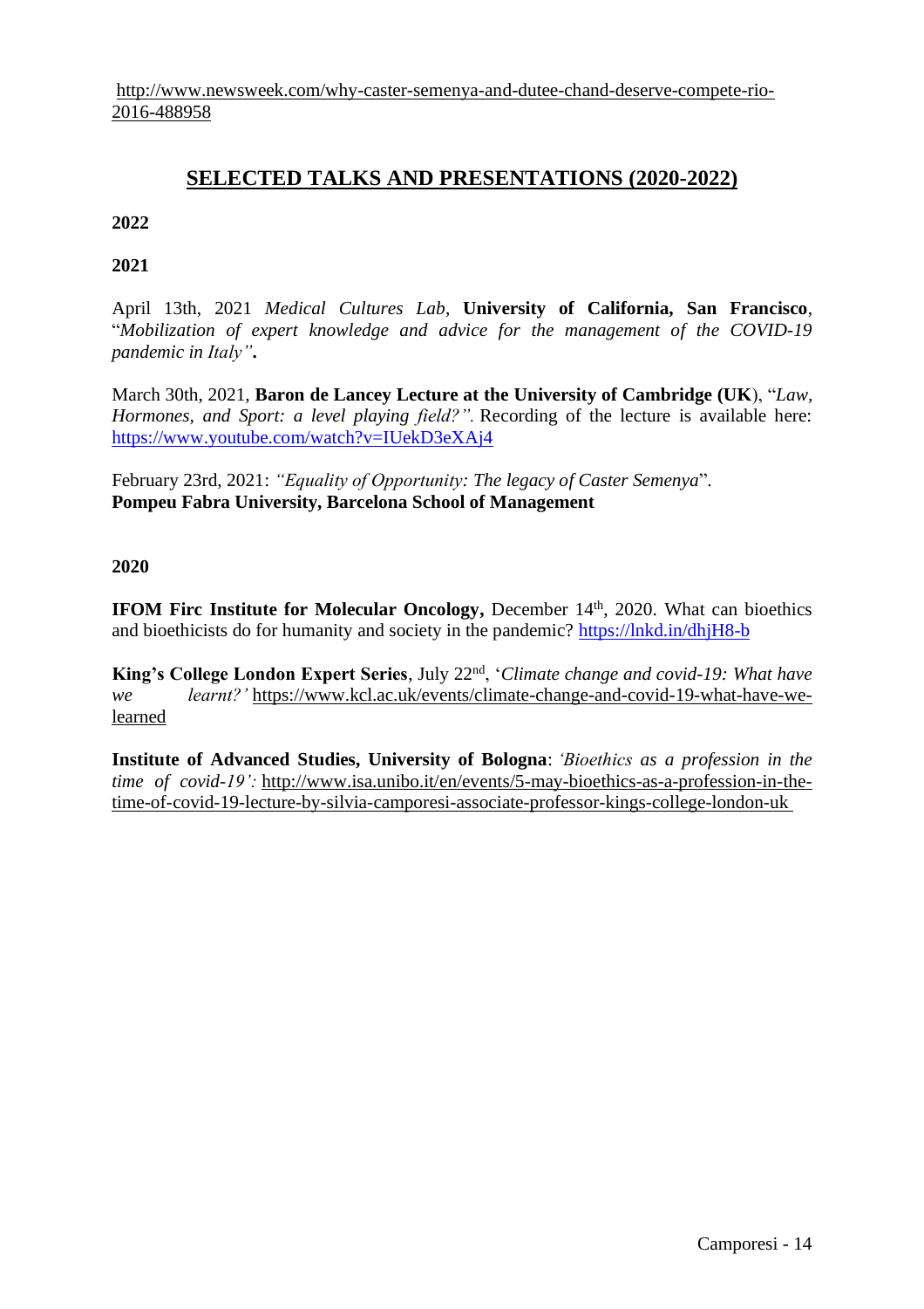http://www.newsweek.com/why-caster-semenya-and-dutee-chand-deserve-compete-rio-2016-488958

## SELECTED TALKS AND PRESENTATIONS (2020-2022)

**2022**

**2021**

April 13th, 2021 *Medical Cultures Lab*, **University of California, San Francisco**, "*Mobilization of expert knowledge and advice for the management of the COVID-19 pandemic in Italy"***.**

March 30th, 2021, **Baron de Lancey Lecture at the University of Cambridge (UK**), "*Law, Hormones, and Sport: a level playing field?".* Recording of the lecture is available here: https://www.youtube.com/watch?v=IUekD3eXAj4

February 23rd, 2021: *"Equality of Opportunity: The legacy of Caster Semenya*".
**Pompeu Fabra University, Barcelona School of Management**

**2020**

**IFOM Firc Institute for Molecular Oncology,** December 14th, 2020. What can bioethics and bioethicists do for humanity and society in the pandemic? https://lnkd.in/dhjH8-b

**King's College London Expert Series**, July 22nd, '*Climate change and covid-19: What have we learnt?'* https://www.kcl.ac.uk/events/climate-change-and-covid-19-what-have-we-learned

**Institute of Advanced Studies, University of Bologna**: *'Bioethics as a profession in the time of covid-19':* http://www.isa.unibo.it/en/events/5-may-bioethics-as-a-profession-in-the-time-of-covid-19-lecture-by-silvia-camporesi-associate-professor-kings-college-london-uk